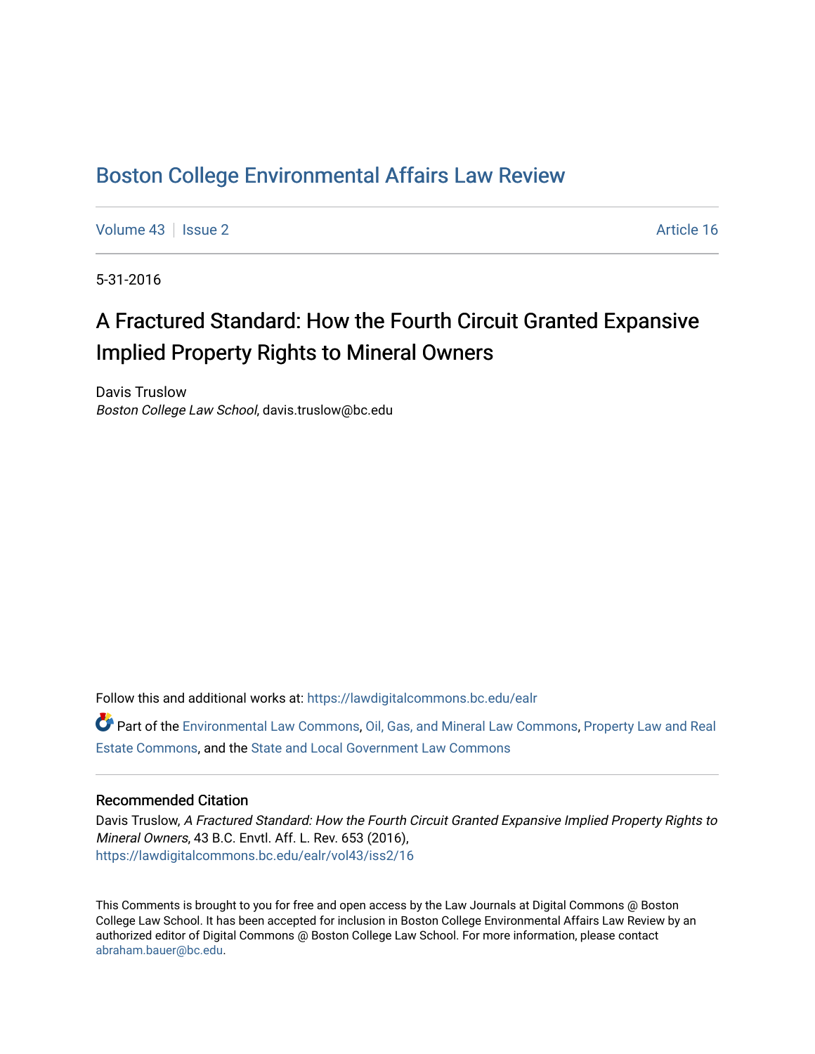# Boston College Environmental Affairs Law Review

Volume 43 | Issue 2 Article 16

5-31-2016

## A Fractured Standard: How the Fourth Circuit Granted Expansive Implied Property Rights to Mineral Owners

Davis Truslow
*Boston College Law School*, davis.truslow@bc.edu

Follow this and additional works at: https://lawdigitalcommons.bc.edu/ealr

Part of the Environmental Law Commons, Oil, Gas, and Mineral Law Commons, Property Law and Real Estate Commons, and the State and Local Government Law Commons

### Recommended Citation

Davis Truslow, *A Fractured Standard: How the Fourth Circuit Granted Expansive Implied Property Rights to Mineral Owners*, 43 B.C. Envtl. Aff. L. Rev. 653 (2016), https://lawdigitalcommons.bc.edu/ealr/vol43/iss2/16

This Comments is brought to you for free and open access by the Law Journals at Digital Commons @ Boston College Law School. It has been accepted for inclusion in Boston College Environmental Affairs Law Review by an authorized editor of Digital Commons @ Boston College Law School. For more information, please contact abraham.bauer@bc.edu.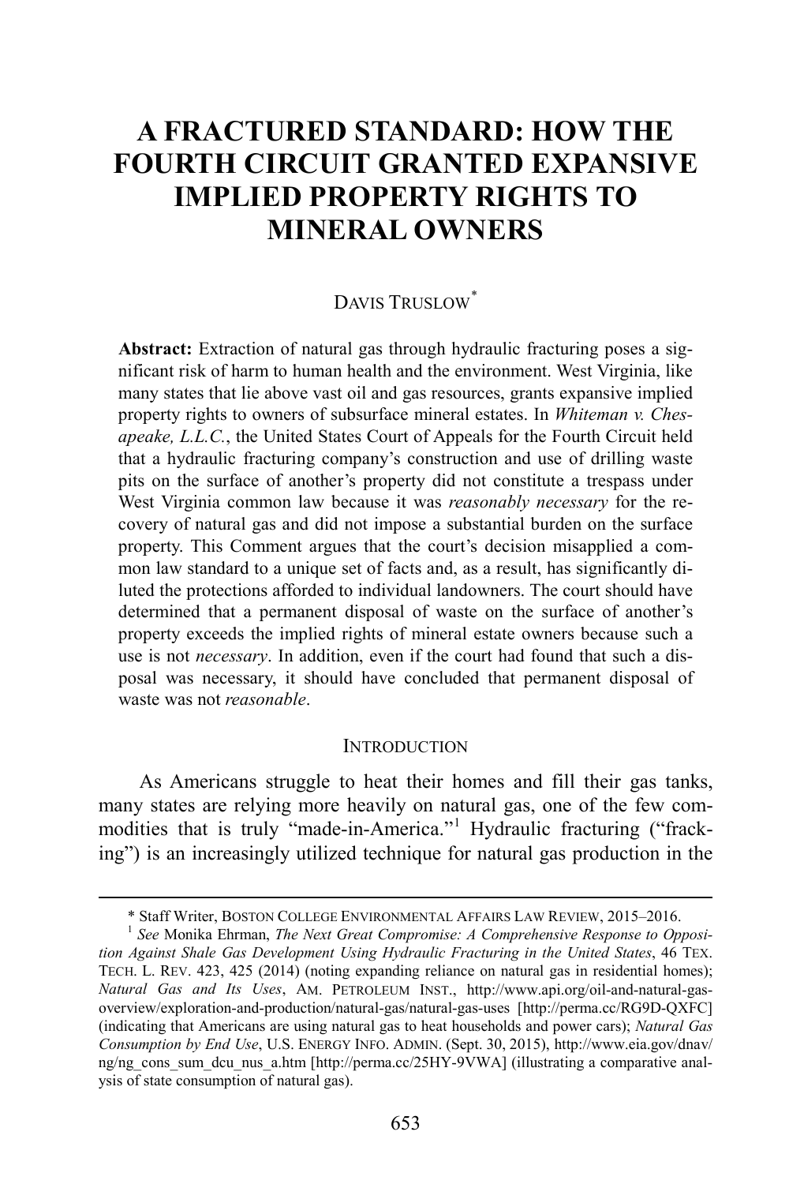# A FRACTURED STANDARD: HOW THE FOURTH CIRCUIT GRANTED EXPANSIVE IMPLIED PROPERTY RIGHTS TO MINERAL OWNERS

DAVIS TRUSLOW*

**Abstract:** Extraction of natural gas through hydraulic fracturing poses a significant risk of harm to human health and the environment. West Virginia, like many states that lie above vast oil and gas resources, grants expansive implied property rights to owners of subsurface mineral estates. In *Whiteman v. Chesapeake, L.L.C.*, the United States Court of Appeals for the Fourth Circuit held that a hydraulic fracturing company's construction and use of drilling waste pits on the surface of another's property did not constitute a trespass under West Virginia common law because it was *reasonably necessary* for the recovery of natural gas and did not impose a substantial burden on the surface property. This Comment argues that the court's decision misapplied a common law standard to a unique set of facts and, as a result, has significantly diluted the protections afforded to individual landowners. The court should have determined that a permanent disposal of waste on the surface of another's property exceeds the implied rights of mineral estate owners because such a use is not *necessary*. In addition, even if the court had found that such a disposal was necessary, it should have concluded that permanent disposal of waste was not *reasonable*.

## INTRODUCTION

As Americans struggle to heat their homes and fill their gas tanks, many states are relying more heavily on natural gas, one of the few commodities that is truly "made-in-America."[1] Hydraulic fracturing ("fracking") is an increasingly utilized technique for natural gas production in the

---

* Staff Writer, BOSTON COLLEGE ENVIRONMENTAL AFFAIRS LAW REVIEW, 2015–2016.

[1] *See* Monika Ehrman, *The Next Great Compromise: A Comprehensive Response to Opposition Against Shale Gas Development Using Hydraulic Fracturing in the United States*, 46 TEX. TECH. L. REV. 423, 425 (2014) (noting expanding reliance on natural gas in residential homes); *Natural Gas and Its Uses*, AM. PETROLEUM INST., http://www.api.org/oil-and-natural-gas-overview/exploration-and-production/natural-gas/natural-gas-uses [http://perma.cc/RG9D-QXFC] (indicating that Americans are using natural gas to heat households and power cars); *Natural Gas Consumption by End Use*, U.S. ENERGY INFO. ADMIN. (Sept. 30, 2015), http://www.eia.gov/dnav/ng/ng_cons_sum_dcu_nus_a.htm [http://perma.cc/25HY-9VWA] (illustrating a comparative analysis of state consumption of natural gas).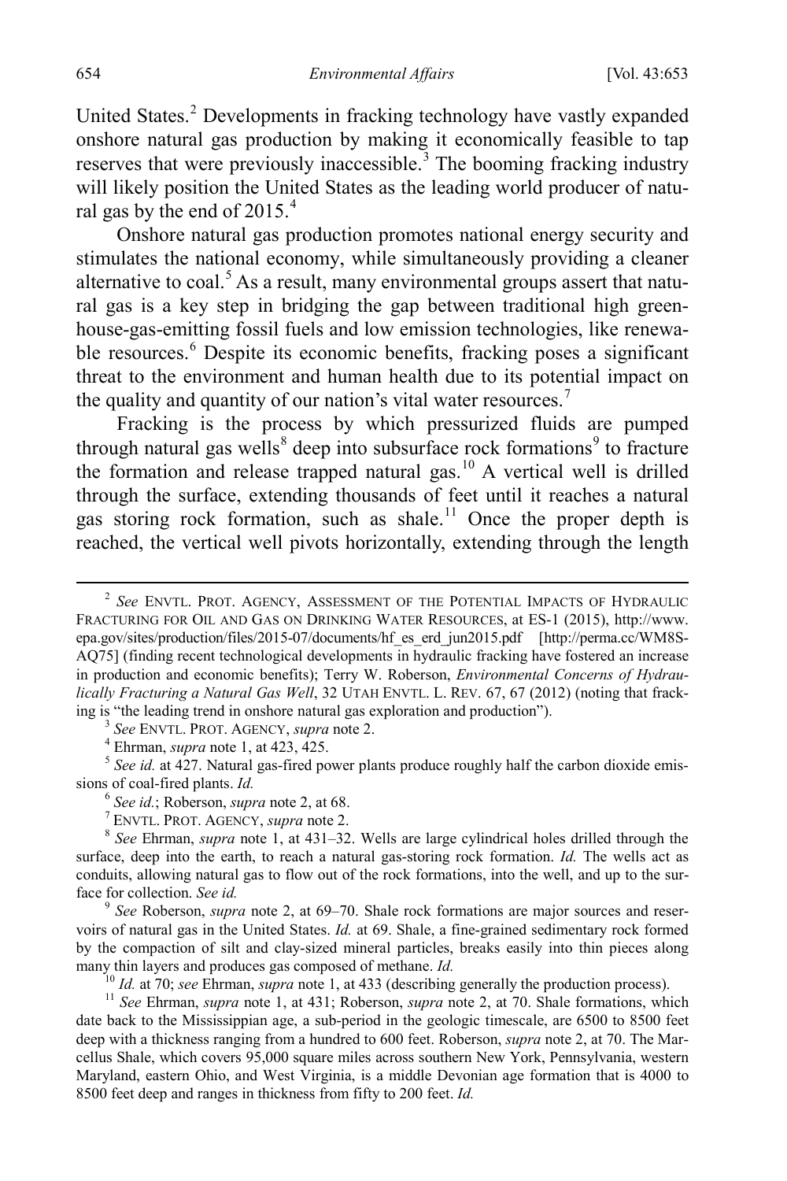United States.[2] Developments in fracking technology have vastly expanded onshore natural gas production by making it economically feasible to tap reserves that were previously inaccessible.[3] The booming fracking industry will likely position the United States as the leading world producer of natural gas by the end of 2015.[4]

Onshore natural gas production promotes national energy security and stimulates the national economy, while simultaneously providing a cleaner alternative to coal.[5] As a result, many environmental groups assert that natural gas is a key step in bridging the gap between traditional high greenhouse-gas-emitting fossil fuels and low emission technologies, like renewable resources.[6] Despite its economic benefits, fracking poses a significant threat to the environment and human health due to its potential impact on the quality and quantity of our nation's vital water resources.[7]

Fracking is the process by which pressurized fluids are pumped through natural gas wells[8] deep into subsurface rock formations[9] to fracture the formation and release trapped natural gas.[10] A vertical well is drilled through the surface, extending thousands of feet until it reaches a natural gas storing rock formation, such as shale.[11] Once the proper depth is reached, the vertical well pivots horizontally, extending through the length

---

[2] *See* ENVTL. PROT. AGENCY, ASSESSMENT OF THE POTENTIAL IMPACTS OF HYDRAULIC FRACTURING FOR OIL AND GAS ON DRINKING WATER RESOURCES, at ES-1 (2015), http://www.epa.gov/sites/production/files/2015-07/documents/hf_es_erd_jun2015.pdf [http://perma.cc/WM8S-AQ75] (finding recent technological developments in hydraulic fracking have fostered an increase in production and economic benefits); Terry W. Roberson, *Environmental Concerns of Hydraulically Fracturing a Natural Gas Well*, 32 UTAH ENVTL. L. REV. 67, 67 (2012) (noting that fracking is "the leading trend in onshore natural gas exploration and production").

[3] *See* ENVTL. PROT. AGENCY, *supra* note 2.

[4] Ehrman, *supra* note 1, at 423, 425.

[5] *See id.* at 427. Natural gas-fired power plants produce roughly half the carbon dioxide emissions of coal-fired plants. *Id.*

[6] *See id.*; Roberson, *supra* note 2, at 68.

[7] ENVTL. PROT. AGENCY, *supra* note 2.

[8] *See* Ehrman, *supra* note 1, at 431–32. Wells are large cylindrical holes drilled through the surface, deep into the earth, to reach a natural gas-storing rock formation. *Id.* The wells act as conduits, allowing natural gas to flow out of the rock formations, into the well, and up to the surface for collection. *See id.*

[9] *See* Roberson, *supra* note 2, at 69–70. Shale rock formations are major sources and reservoirs of natural gas in the United States. *Id.* at 69. Shale, a fine-grained sedimentary rock formed by the compaction of silt and clay-sized mineral particles, breaks easily into thin pieces along many thin layers and produces gas composed of methane. *Id.*

[10] *Id.* at 70; *see* Ehrman, *supra* note 1, at 433 (describing generally the production process).

[11] *See* Ehrman, *supra* note 1, at 431; Roberson, *supra* note 2, at 70. Shale formations, which date back to the Mississippian age, a sub-period in the geologic timescale, are 6500 to 8500 feet deep with a thickness ranging from a hundred to 600 feet. Roberson, *supra* note 2, at 70. The Marcellus Shale, which covers 95,000 square miles across southern New York, Pennsylvania, western Maryland, eastern Ohio, and West Virginia, is a middle Devonian age formation that is 4000 to 8500 feet deep and ranges in thickness from fifty to 200 feet. *Id.*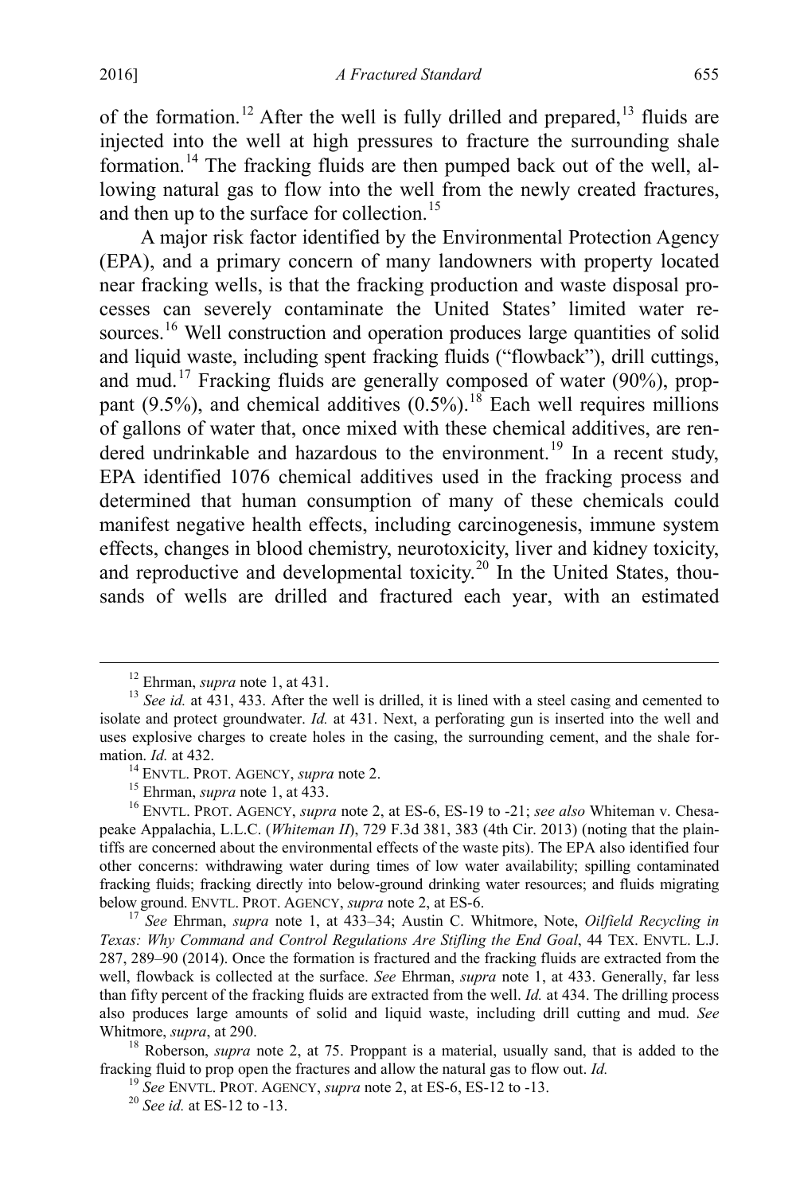of the formation.[12] After the well is fully drilled and prepared,[13] fluids are injected into the well at high pressures to fracture the surrounding shale formation.[14] The fracking fluids are then pumped back out of the well, allowing natural gas to flow into the well from the newly created fractures, and then up to the surface for collection.[15]

A major risk factor identified by the Environmental Protection Agency (EPA), and a primary concern of many landowners with property located near fracking wells, is that the fracking production and waste disposal processes can severely contaminate the United States' limited water resources.[16] Well construction and operation produces large quantities of solid and liquid waste, including spent fracking fluids ("flowback"), drill cuttings, and mud.[17] Fracking fluids are generally composed of water (90%), proppant (9.5%), and chemical additives (0.5%).[18] Each well requires millions of gallons of water that, once mixed with these chemical additives, are rendered undrinkable and hazardous to the environment.[19] In a recent study, EPA identified 1076 chemical additives used in the fracking process and determined that human consumption of many of these chemicals could manifest negative health effects, including carcinogenesis, immune system effects, changes in blood chemistry, neurotoxicity, liver and kidney toxicity, and reproductive and developmental toxicity.[20] In the United States, thousands of wells are drilled and fractured each year, with an estimated

---

[12] Ehrman, *supra* note 1, at 431.

[13] *See id.* at 431, 433. After the well is drilled, it is lined with a steel casing and cemented to isolate and protect groundwater. *Id.* at 431. Next, a perforating gun is inserted into the well and uses explosive charges to create holes in the casing, the surrounding cement, and the shale formation. *Id.* at 432.

[14] ENVTL. PROT. AGENCY, *supra* note 2.

[15] Ehrman, *supra* note 1, at 433.

[16] ENVTL. PROT. AGENCY, *supra* note 2, at ES-6, ES-19 to -21; *see also* Whiteman v. Chesapeake Appalachia, L.L.C. (*Whiteman II*), 729 F.3d 381, 383 (4th Cir. 2013) (noting that the plaintiffs are concerned about the environmental effects of the waste pits). The EPA also identified four other concerns: withdrawing water during times of low water availability; spilling contaminated fracking fluids; fracking directly into below-ground drinking water resources; and fluids migrating below ground. ENVTL. PROT. AGENCY, *supra* note 2, at ES-6.

[17] *See* Ehrman, *supra* note 1, at 433–34; Austin C. Whitmore, Note, *Oilfield Recycling in Texas: Why Command and Control Regulations Are Stifling the End Goal*, 44 TEX. ENVTL. L.J. 287, 289–90 (2014). Once the formation is fractured and the fracking fluids are extracted from the well, flowback is collected at the surface. *See* Ehrman, *supra* note 1, at 433. Generally, far less than fifty percent of the fracking fluids are extracted from the well. *Id.* at 434. The drilling process also produces large amounts of solid and liquid waste, including drill cutting and mud. *See* Whitmore, *supra*, at 290.

[18] Roberson, *supra* note 2, at 75. Proppant is a material, usually sand, that is added to the fracking fluid to prop open the fractures and allow the natural gas to flow out. *Id.*

[19] *See* ENVTL. PROT. AGENCY, *supra* note 2, at ES-6, ES-12 to -13.

[20] *See id.* at ES-12 to -13.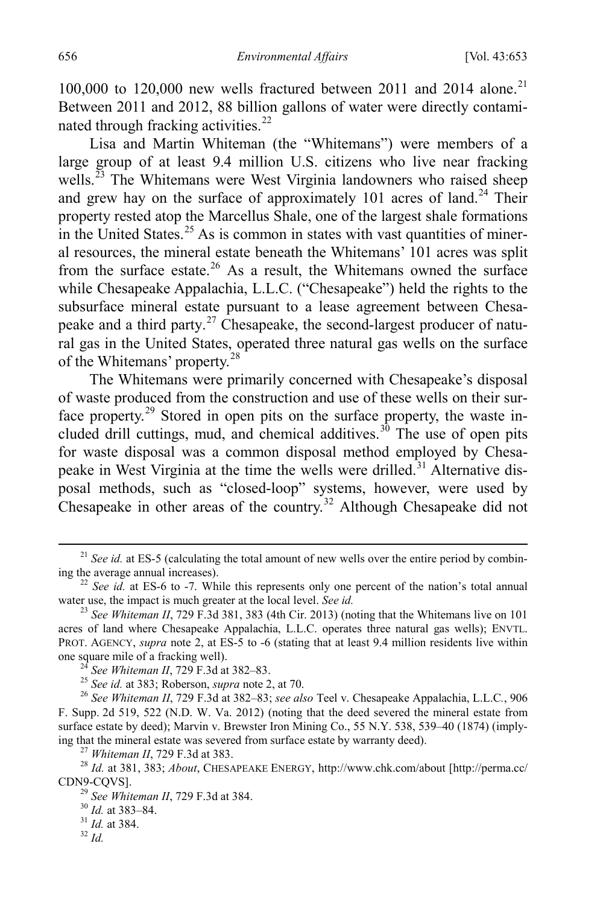100,000 to 120,000 new wells fractured between 2011 and 2014 alone.[21] Between 2011 and 2012, 88 billion gallons of water were directly contaminated through fracking activities.[22]

Lisa and Martin Whiteman (the "Whitemans") were members of a large group of at least 9.4 million U.S. citizens who live near fracking wells.[23] The Whitemans were West Virginia landowners who raised sheep and grew hay on the surface of approximately 101 acres of land.[24] Their property rested atop the Marcellus Shale, one of the largest shale formations in the United States.[25] As is common in states with vast quantities of mineral resources, the mineral estate beneath the Whitemans' 101 acres was split from the surface estate.[26] As a result, the Whitemans owned the surface while Chesapeake Appalachia, L.L.C. ("Chesapeake") held the rights to the subsurface mineral estate pursuant to a lease agreement between Chesapeake and a third party.[27] Chesapeake, the second-largest producer of natural gas in the United States, operated three natural gas wells on the surface of the Whitemans' property.[28]

The Whitemans were primarily concerned with Chesapeake's disposal of waste produced from the construction and use of these wells on their surface property.[29] Stored in open pits on the surface property, the waste included drill cuttings, mud, and chemical additives.[30] The use of open pits for waste disposal was a common disposal method employed by Chesapeake in West Virginia at the time the wells were drilled.[31] Alternative disposal methods, such as "closed-loop" systems, however, were used by Chesapeake in other areas of the country.[32] Although Chesapeake did not

---

[21] *See id.* at ES-5 (calculating the total amount of new wells over the entire period by combining the average annual increases).

[22] *See id.* at ES-6 to -7. While this represents only one percent of the nation's total annual water use, the impact is much greater at the local level. *See id.*

[23] *See Whiteman II*, 729 F.3d 381, 383 (4th Cir. 2013) (noting that the Whitemans live on 101 acres of land where Chesapeake Appalachia, L.L.C. operates three natural gas wells); ENVTL. PROT. AGENCY, *supra* note 2, at ES-5 to -6 (stating that at least 9.4 million residents live within one square mile of a fracking well).

[24] *See Whiteman II*, 729 F.3d at 382–83.

[25] *See id.* at 383; Roberson, *supra* note 2, at 70.

[26] *See Whiteman II*, 729 F.3d at 382–83; *see also* Teel v. Chesapeake Appalachia, L.L.C., 906 F. Supp. 2d 519, 522 (N.D. W. Va. 2012) (noting that the deed severed the mineral estate from surface estate by deed); Marvin v. Brewster Iron Mining Co., 55 N.Y. 538, 539–40 (1874) (implying that the mineral estate was severed from surface estate by warranty deed).

[27] *Whiteman II*, 729 F.3d at 383.

[28] *Id.* at 381, 383; *About*, CHESAPEAKE ENERGY, http://www.chk.com/about [http://perma.cc/CDN9-CQVS].

[29] *See Whiteman II*, 729 F.3d at 384.

[30] *Id.* at 383–84.

[31] *Id.* at 384.

[32] *Id.*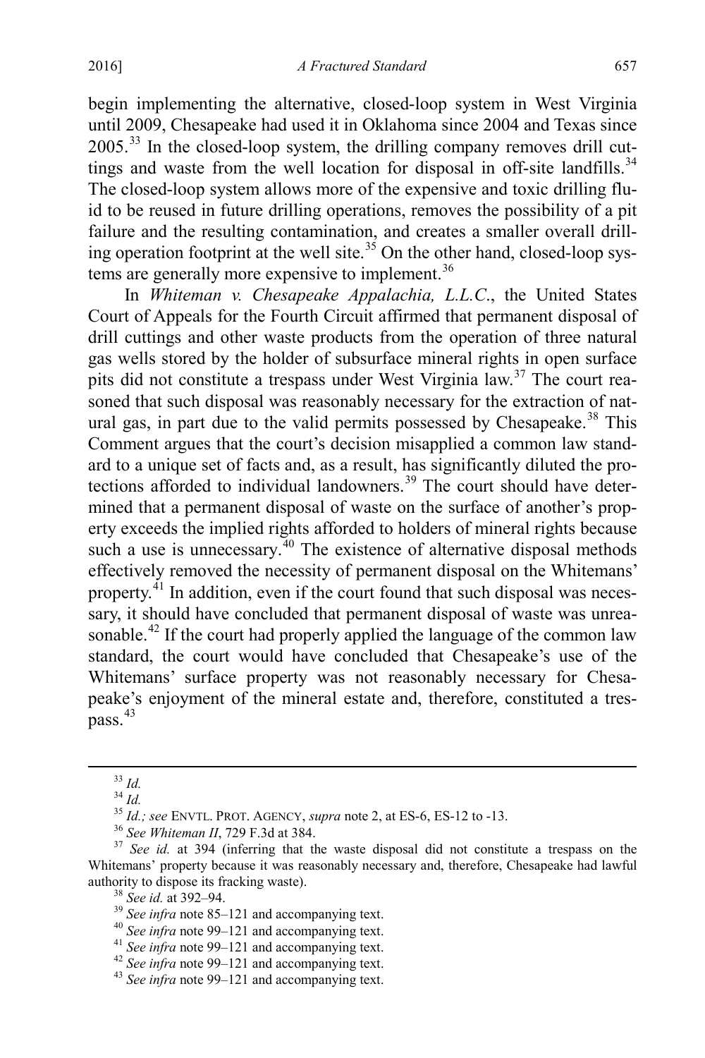begin implementing the alternative, closed-loop system in West Virginia until 2009, Chesapeake had used it in Oklahoma since 2004 and Texas since 2005.[33] In the closed-loop system, the drilling company removes drill cuttings and waste from the well location for disposal in off-site landfills.[34] The closed-loop system allows more of the expensive and toxic drilling fluid to be reused in future drilling operations, removes the possibility of a pit failure and the resulting contamination, and creates a smaller overall drilling operation footprint at the well site.[35] On the other hand, closed-loop systems are generally more expensive to implement.[36]

In *Whiteman v. Chesapeake Appalachia, L.L.C.*, the United States Court of Appeals for the Fourth Circuit affirmed that permanent disposal of drill cuttings and other waste products from the operation of three natural gas wells stored by the holder of subsurface mineral rights in open surface pits did not constitute a trespass under West Virginia law.[37] The court reasoned that such disposal was reasonably necessary for the extraction of natural gas, in part due to the valid permits possessed by Chesapeake.[38] This Comment argues that the court's decision misapplied a common law standard to a unique set of facts and, as a result, has significantly diluted the protections afforded to individual landowners.[39] The court should have determined that a permanent disposal of waste on the surface of another's property exceeds the implied rights afforded to holders of mineral rights because such a use is unnecessary.[40] The existence of alternative disposal methods effectively removed the necessity of permanent disposal on the Whitemans' property.[41] In addition, even if the court found that such disposal was necessary, it should have concluded that permanent disposal of waste was unreasonable.[42] If the court had properly applied the language of the common law standard, the court would have concluded that Chesapeake's use of the Whitemans' surface property was not reasonably necessary for Chesapeake's enjoyment of the mineral estate and, therefore, constituted a trespass.[43]

---

[33] *Id.*

[34] *Id.*

[35] *Id.; see* ENVTL. PROT. AGENCY, *supra* note 2, at ES-6, ES-12 to -13.

[36] *See Whiteman II*, 729 F.3d at 384.

[37] *See id.* at 394 (inferring that the waste disposal did not constitute a trespass on the Whitemans' property because it was reasonably necessary and, therefore, Chesapeake had lawful authority to dispose its fracking waste).

[38] *See id.* at 392–94.

[39] *See infra* note 85–121 and accompanying text.

[40] *See infra* note 99–121 and accompanying text.

[41] *See infra* note 99–121 and accompanying text.

[42] *See infra* note 99–121 and accompanying text.

[43] *See infra* note 99–121 and accompanying text.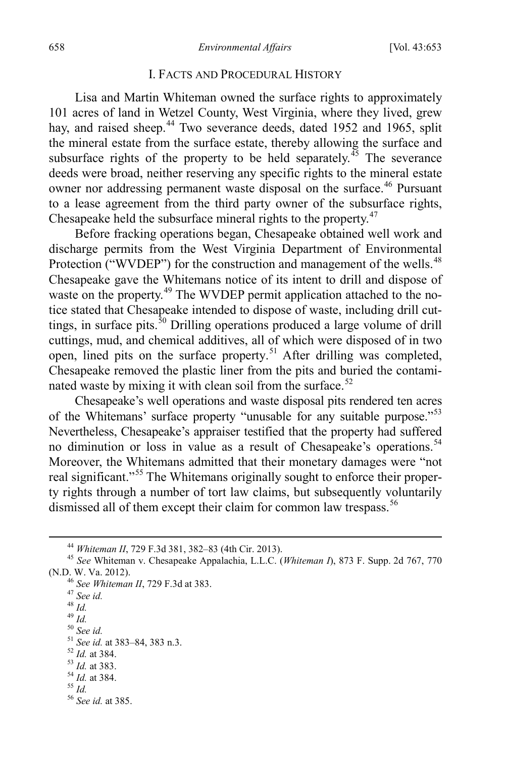## I. FACTS AND PROCEDURAL HISTORY

Lisa and Martin Whiteman owned the surface rights to approximately 101 acres of land in Wetzel County, West Virginia, where they lived, grew hay, and raised sheep.[44] Two severance deeds, dated 1952 and 1965, split the mineral estate from the surface estate, thereby allowing the surface and subsurface rights of the property to be held separately.[45] The severance deeds were broad, neither reserving any specific rights to the mineral estate owner nor addressing permanent waste disposal on the surface.[46] Pursuant to a lease agreement from the third party owner of the subsurface rights, Chesapeake held the subsurface mineral rights to the property.[47]

Before fracking operations began, Chesapeake obtained well work and discharge permits from the West Virginia Department of Environmental Protection ("WVDEP") for the construction and management of the wells.[48] Chesapeake gave the Whitemans notice of its intent to drill and dispose of waste on the property.[49] The WVDEP permit application attached to the notice stated that Chesapeake intended to dispose of waste, including drill cuttings, in surface pits.[50] Drilling operations produced a large volume of drill cuttings, mud, and chemical additives, all of which were disposed of in two open, lined pits on the surface property.[51] After drilling was completed, Chesapeake removed the plastic liner from the pits and buried the contaminated waste by mixing it with clean soil from the surface.[52]

Chesapeake's well operations and waste disposal pits rendered ten acres of the Whitemans' surface property "unusable for any suitable purpose."[53] Nevertheless, Chesapeake's appraiser testified that the property had suffered no diminution or loss in value as a result of Chesapeake's operations.[54] Moreover, the Whitemans admitted that their monetary damages were "not real significant."[55] The Whitemans originally sought to enforce their property rights through a number of tort law claims, but subsequently voluntarily dismissed all of them except their claim for common law trespass.[56]

---

[44] *Whiteman II*, 729 F.3d 381, 382–83 (4th Cir. 2013).

[45] *See* Whiteman v. Chesapeake Appalachia, L.L.C. (*Whiteman I*), 873 F. Supp. 2d 767, 770 (N.D. W. Va. 2012).

[46] *See Whiteman II*, 729 F.3d at 383.

[47] *See id.*

[48] *Id.*

[49] *Id.*

[50] *See id.*

[51] *See id.* at 383–84, 383 n.3.

[52] *Id.* at 384.

[53] *Id.* at 383.

[54] *Id.* at 384.

[55] *Id.*

[56] *See id.* at 385.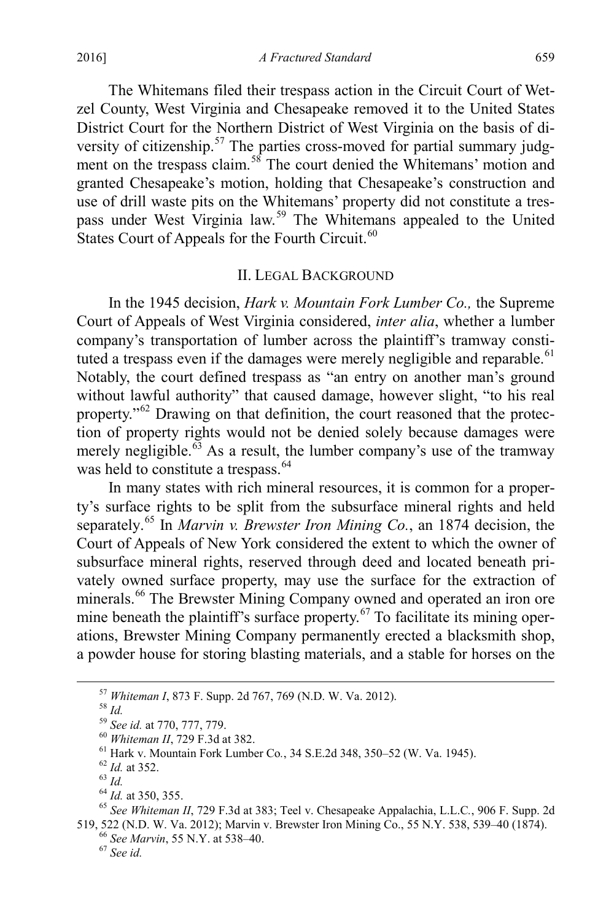The Whitemans filed their trespass action in the Circuit Court of Wetzel County, West Virginia and Chesapeake removed it to the United States District Court for the Northern District of West Virginia on the basis of diversity of citizenship.[57] The parties cross-moved for partial summary judgment on the trespass claim.[58] The court denied the Whitemans' motion and granted Chesapeake's motion, holding that Chesapeake's construction and use of drill waste pits on the Whitemans' property did not constitute a trespass under West Virginia law.[59] The Whitemans appealed to the United States Court of Appeals for the Fourth Circuit.[60]

## II. LEGAL BACKGROUND

In the 1945 decision, *Hark v. Mountain Fork Lumber Co.,* the Supreme Court of Appeals of West Virginia considered, *inter alia*, whether a lumber company's transportation of lumber across the plaintiff's tramway constituted a trespass even if the damages were merely negligible and reparable.[61] Notably, the court defined trespass as "an entry on another man's ground without lawful authority" that caused damage, however slight, "to his real property."[62] Drawing on that definition, the court reasoned that the protection of property rights would not be denied solely because damages were merely negligible.[63] As a result, the lumber company's use of the tramway was held to constitute a trespass.[64]

In many states with rich mineral resources, it is common for a property's surface rights to be split from the subsurface mineral rights and held separately.[65] In *Marvin v. Brewster Iron Mining Co.*, an 1874 decision, the Court of Appeals of New York considered the extent to which the owner of subsurface mineral rights, reserved through deed and located beneath privately owned surface property, may use the surface for the extraction of minerals.[66] The Brewster Mining Company owned and operated an iron ore mine beneath the plaintiff's surface property.[67] To facilitate its mining operations, Brewster Mining Company permanently erected a blacksmith shop, a powder house for storing blasting materials, and a stable for horses on the

---

[57] *Whiteman I*, 873 F. Supp. 2d 767, 769 (N.D. W. Va. 2012).

[58] *Id.*

[59] *See id.* at 770, 777, 779.

[60] *Whiteman II*, 729 F.3d at 382.

[61] Hark v. Mountain Fork Lumber Co., 34 S.E.2d 348, 350–52 (W. Va. 1945).

[62] *Id.* at 352.

[63] *Id.*

[64] *Id.* at 350, 355.

[65] *See Whiteman II*, 729 F.3d at 383; Teel v. Chesapeake Appalachia, L.L.C., 906 F. Supp. 2d 519, 522 (N.D. W. Va. 2012); Marvin v. Brewster Iron Mining Co., 55 N.Y. 538, 539–40 (1874).

[66] *See Marvin*, 55 N.Y. at 538–40.

[67] *See id.*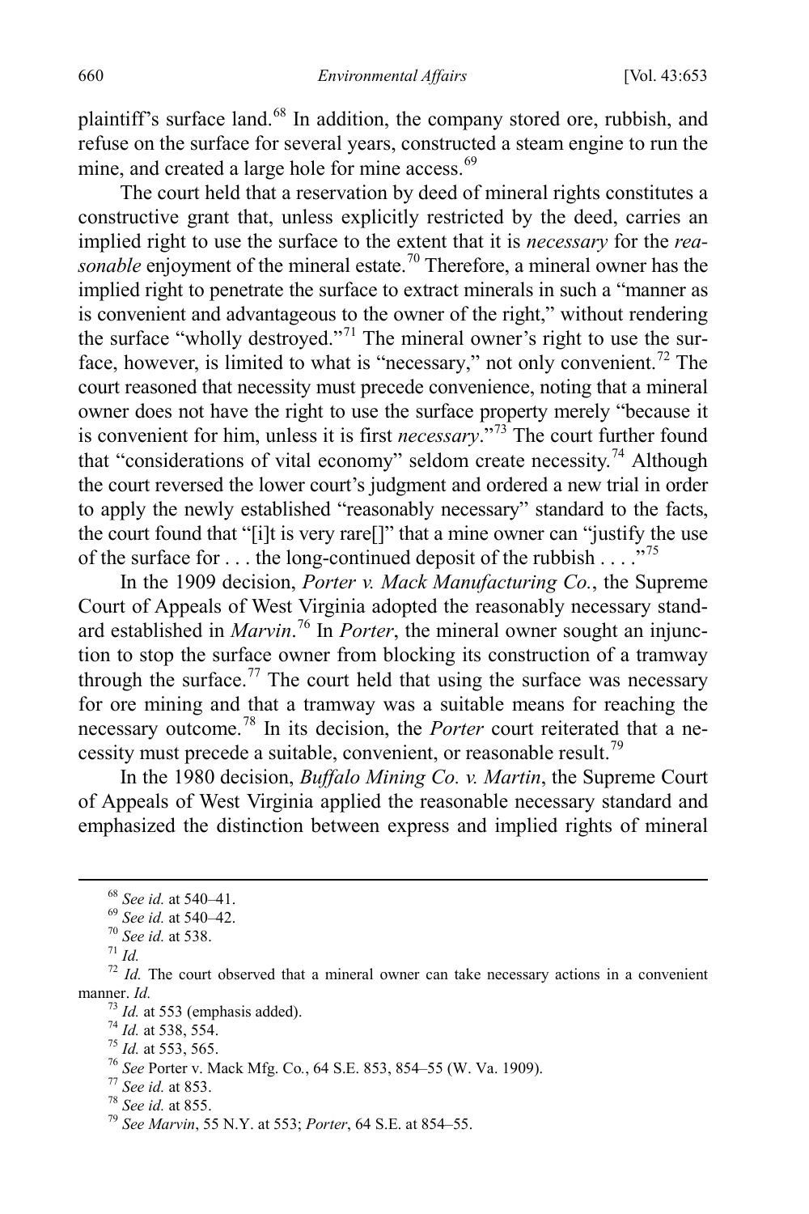plaintiff's surface land.[68] In addition, the company stored ore, rubbish, and refuse on the surface for several years, constructed a steam engine to run the mine, and created a large hole for mine access.[69]

The court held that a reservation by deed of mineral rights constitutes a constructive grant that, unless explicitly restricted by the deed, carries an implied right to use the surface to the extent that it is *necessary* for the *reasonable* enjoyment of the mineral estate.[70] Therefore, a mineral owner has the implied right to penetrate the surface to extract minerals in such a "manner as is convenient and advantageous to the owner of the right," without rendering the surface "wholly destroyed."[71] The mineral owner's right to use the surface, however, is limited to what is "necessary," not only convenient.[72] The court reasoned that necessity must precede convenience, noting that a mineral owner does not have the right to use the surface property merely "because it is convenient for him, unless it is first *necessary*."[73] The court further found that "considerations of vital economy" seldom create necessity.[74] Although the court reversed the lower court's judgment and ordered a new trial in order to apply the newly established "reasonably necessary" standard to the facts, the court found that "[i]t is very rare[]" that a mine owner can "justify the use of the surface for . . . the long-continued deposit of the rubbish . . . ."[75]

In the 1909 decision, *Porter v. Mack Manufacturing Co.*, the Supreme Court of Appeals of West Virginia adopted the reasonably necessary standard established in *Marvin*.[76] In *Porter*, the mineral owner sought an injunction to stop the surface owner from blocking its construction of a tramway through the surface.[77] The court held that using the surface was necessary for ore mining and that a tramway was a suitable means for reaching the necessary outcome.[78] In its decision, the *Porter* court reiterated that a necessity must precede a suitable, convenient, or reasonable result.[79]

In the 1980 decision, *Buffalo Mining Co. v. Martin*, the Supreme Court of Appeals of West Virginia applied the reasonable necessary standard and emphasized the distinction between express and implied rights of mineral

---

[68] *See id.* at 540–41.

[69] *See id.* at 540–42.

[70] *See id.* at 538.

[71] *Id.*

[72] *Id.* The court observed that a mineral owner can take necessary actions in a convenient manner. *Id.*

[73] *Id.* at 553 (emphasis added).

[74] *Id.* at 538, 554.

[75] *Id.* at 553, 565.

[76] *See* Porter v. Mack Mfg. Co., 64 S.E. 853, 854–55 (W. Va. 1909).

[77] *See id.* at 853.

[78] *See id.* at 855.

[79] *See Marvin*, 55 N.Y. at 553; *Porter*, 64 S.E. at 854–55.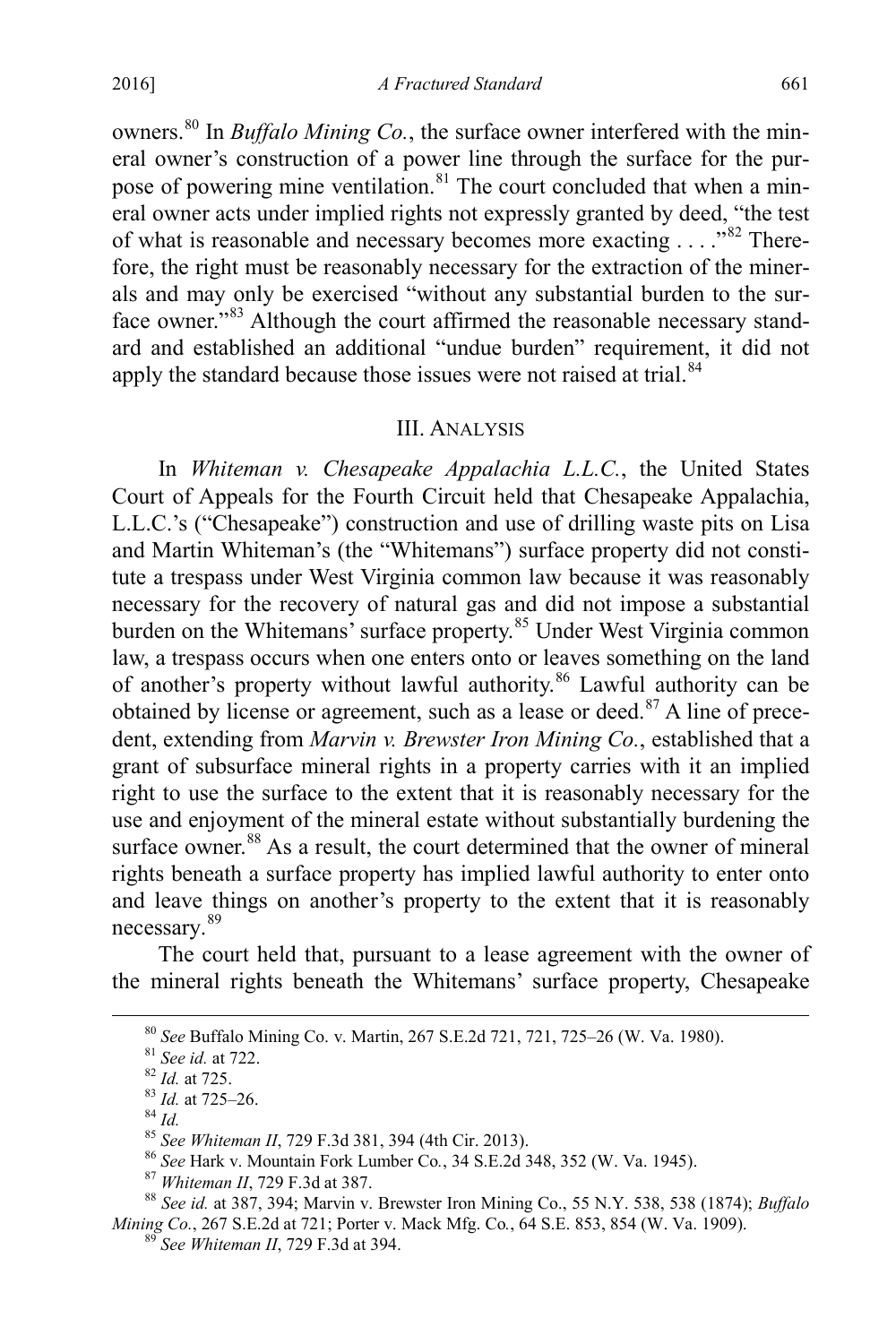owners.[80] In *Buffalo Mining Co.*, the surface owner interfered with the mineral owner's construction of a power line through the surface for the purpose of powering mine ventilation.[81] The court concluded that when a mineral owner acts under implied rights not expressly granted by deed, "the test of what is reasonable and necessary becomes more exacting . . . ."[82] Therefore, the right must be reasonably necessary for the extraction of the minerals and may only be exercised "without any substantial burden to the surface owner."[83] Although the court affirmed the reasonable necessary standard and established an additional "undue burden" requirement, it did not apply the standard because those issues were not raised at trial.[84]

## III. ANALYSIS

In *Whiteman v. Chesapeake Appalachia L.L.C.*, the United States Court of Appeals for the Fourth Circuit held that Chesapeake Appalachia, L.L.C.'s ("Chesapeake") construction and use of drilling waste pits on Lisa and Martin Whiteman's (the "Whitemans") surface property did not constitute a trespass under West Virginia common law because it was reasonably necessary for the recovery of natural gas and did not impose a substantial burden on the Whitemans' surface property.[85] Under West Virginia common law, a trespass occurs when one enters onto or leaves something on the land of another's property without lawful authority.[86] Lawful authority can be obtained by license or agreement, such as a lease or deed.[87] A line of precedent, extending from *Marvin v. Brewster Iron Mining Co.*, established that a grant of subsurface mineral rights in a property carries with it an implied right to use the surface to the extent that it is reasonably necessary for the use and enjoyment of the mineral estate without substantially burdening the surface owner.[88] As a result, the court determined that the owner of mineral rights beneath a surface property has implied lawful authority to enter onto and leave things on another's property to the extent that it is reasonably necessary.[89]

The court held that, pursuant to a lease agreement with the owner of the mineral rights beneath the Whitemans' surface property, Chesapeake

---

[80] *See* Buffalo Mining Co. v. Martin, 267 S.E.2d 721, 721, 725–26 (W. Va. 1980).

[81] *See id.* at 722.

[82] *Id.* at 725.

[83] *Id.* at 725–26.

[84] *Id.*

[85] *See Whiteman II*, 729 F.3d 381, 394 (4th Cir. 2013).

[86] *See* Hark v. Mountain Fork Lumber Co., 34 S.E.2d 348, 352 (W. Va. 1945).

[87] *Whiteman II*, 729 F.3d at 387.

[88] *See id.* at 387, 394; Marvin v. Brewster Iron Mining Co., 55 N.Y. 538, 538 (1874); *Buffalo Mining Co.*, 267 S.E.2d at 721; Porter v. Mack Mfg. Co., 64 S.E. 853, 854 (W. Va. 1909).

[89] *See Whiteman II*, 729 F.3d at 394.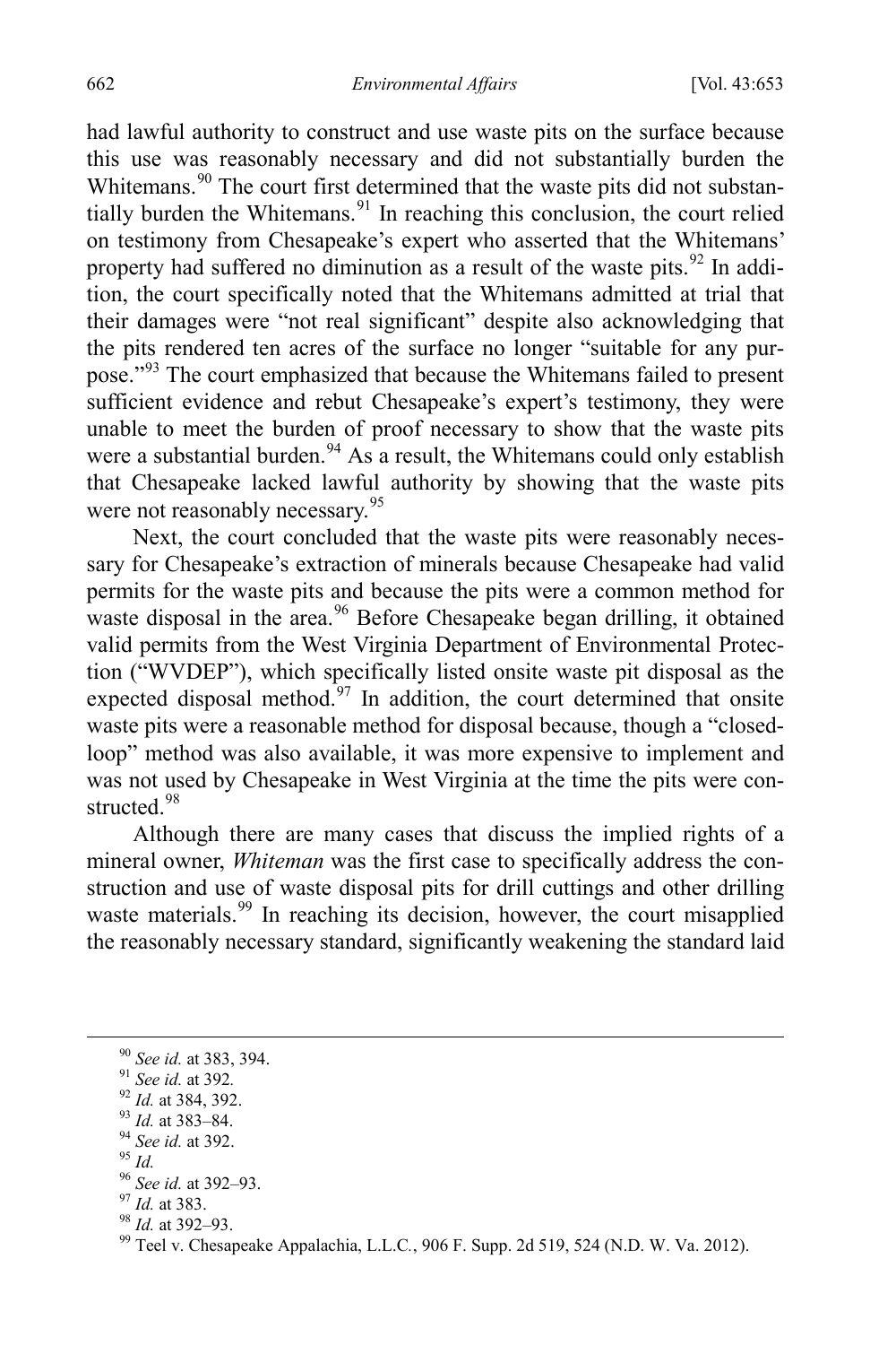had lawful authority to construct and use waste pits on the surface because this use was reasonably necessary and did not substantially burden the Whitemans.[90] The court first determined that the waste pits did not substantially burden the Whitemans.[91] In reaching this conclusion, the court relied on testimony from Chesapeake's expert who asserted that the Whitemans' property had suffered no diminution as a result of the waste pits.[92] In addition, the court specifically noted that the Whitemans admitted at trial that their damages were "not real significant" despite also acknowledging that the pits rendered ten acres of the surface no longer "suitable for any purpose."[93] The court emphasized that because the Whitemans failed to present sufficient evidence and rebut Chesapeake's expert's testimony, they were unable to meet the burden of proof necessary to show that the waste pits were a substantial burden.[94] As a result, the Whitemans could only establish that Chesapeake lacked lawful authority by showing that the waste pits were not reasonably necessary.[95]

Next, the court concluded that the waste pits were reasonably necessary for Chesapeake's extraction of minerals because Chesapeake had valid permits for the waste pits and because the pits were a common method for waste disposal in the area.[96] Before Chesapeake began drilling, it obtained valid permits from the West Virginia Department of Environmental Protection ("WVDEP"), which specifically listed onsite waste pit disposal as the expected disposal method.[97] In addition, the court determined that onsite waste pits were a reasonable method for disposal because, though a "closed-loop" method was also available, it was more expensive to implement and was not used by Chesapeake in West Virginia at the time the pits were constructed.[98]

Although there are many cases that discuss the implied rights of a mineral owner, *Whiteman* was the first case to specifically address the construction and use of waste disposal pits for drill cuttings and other drilling waste materials.[99] In reaching its decision, however, the court misapplied the reasonably necessary standard, significantly weakening the standard laid

---

[90] *See id.* at 383, 394.

[91] *See id.* at 392.

[92] *Id.* at 384, 392.

[93] *Id.* at 383–84.

[94] *See id.* at 392.

[95] *Id.*

[96] *See id.* at 392–93.

[97] *Id.* at 383.

[98] *Id.* at 392–93.

[99] Teel v. Chesapeake Appalachia, L.L.C., 906 F. Supp. 2d 519, 524 (N.D. W. Va. 2012).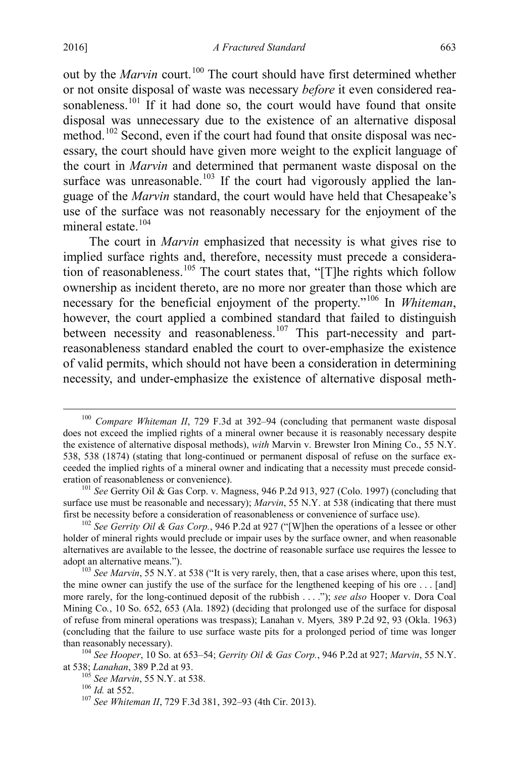out by the *Marvin* court.[100] The court should have first determined whether or not onsite disposal of waste was necessary *before* it even considered reasonableness.[101] If it had done so, the court would have found that onsite disposal was unnecessary due to the existence of an alternative disposal method.[102] Second, even if the court had found that onsite disposal was necessary, the court should have given more weight to the explicit language of the court in *Marvin* and determined that permanent waste disposal on the surface was unreasonable.[103] If the court had vigorously applied the language of the *Marvin* standard, the court would have held that Chesapeake's use of the surface was not reasonably necessary for the enjoyment of the mineral estate.[104]

The court in *Marvin* emphasized that necessity is what gives rise to implied surface rights and, therefore, necessity must precede a consideration of reasonableness.[105] The court states that, "[T]he rights which follow ownership as incident thereto, are no more nor greater than those which are necessary for the beneficial enjoyment of the property."[106] In *Whiteman*, however, the court applied a combined standard that failed to distinguish between necessity and reasonableness.[107] This part-necessity and part-reasonableness standard enabled the court to over-emphasize the existence of valid permits, which should not have been a consideration in determining necessity, and under-emphasize the existence of alternative disposal meth-

---

[100] *Compare Whiteman II*, 729 F.3d at 392–94 (concluding that permanent waste disposal does not exceed the implied rights of a mineral owner because it is reasonably necessary despite the existence of alternative disposal methods), *with* Marvin v. Brewster Iron Mining Co., 55 N.Y. 538, 538 (1874) (stating that long-continued or permanent disposal of refuse on the surface exceeded the implied rights of a mineral owner and indicating that a necessity must precede consideration of reasonableness or convenience).

[101] *See* Gerrity Oil & Gas Corp. v. Magness, 946 P.2d 913, 927 (Colo. 1997) (concluding that surface use must be reasonable and necessary); *Marvin*, 55 N.Y. at 538 (indicating that there must first be necessity before a consideration of reasonableness or convenience of surface use).

[102] *See Gerrity Oil & Gas Corp.*, 946 P.2d at 927 ("[W]hen the operations of a lessee or other holder of mineral rights would preclude or impair uses by the surface owner, and when reasonable alternatives are available to the lessee, the doctrine of reasonable surface use requires the lessee to adopt an alternative means.").

[103] *See Marvin*, 55 N.Y. at 538 ("It is very rarely, then, that a case arises where, upon this test, the mine owner can justify the use of the surface for the lengthened keeping of his ore . . . [and] more rarely, for the long-continued deposit of the rubbish . . . ."); *see also* Hooper v. Dora Coal Mining Co., 10 So. 652, 653 (Ala. 1892) (deciding that prolonged use of the surface for disposal of refuse from mineral operations was trespass); Lanahan v. Myers*,* 389 P.2d 92, 93 (Okla. 1963) (concluding that the failure to use surface waste pits for a prolonged period of time was longer than reasonably necessary).

[104] *See Hooper*, 10 So. at 653–54; *Gerrity Oil & Gas Corp.*, 946 P.2d at 927; *Marvin*, 55 N.Y. at 538; *Lanahan*, 389 P.2d at 93.

[105] *See Marvin*, 55 N.Y. at 538.

[106] *Id.* at 552.

[107] *See Whiteman II*, 729 F.3d 381, 392–93 (4th Cir. 2013).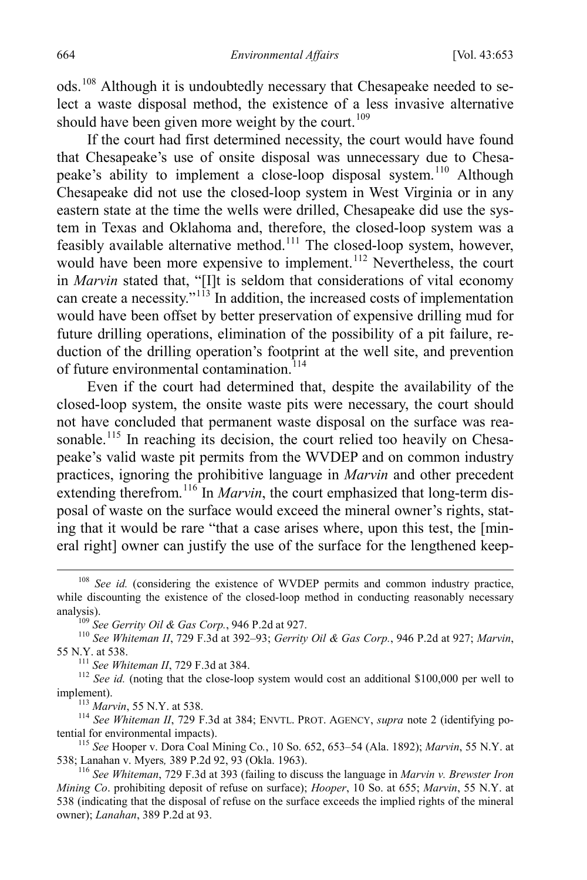ods.[108] Although it is undoubtedly necessary that Chesapeake needed to select a waste disposal method, the existence of a less invasive alternative should have been given more weight by the court.[109]

If the court had first determined necessity, the court would have found that Chesapeake's use of onsite disposal was unnecessary due to Chesapeake's ability to implement a close-loop disposal system.[110] Although Chesapeake did not use the closed-loop system in West Virginia or in any eastern state at the time the wells were drilled, Chesapeake did use the system in Texas and Oklahoma and, therefore, the closed-loop system was a feasibly available alternative method.[111] The closed-loop system, however, would have been more expensive to implement.[112] Nevertheless, the court in *Marvin* stated that, "[I]t is seldom that considerations of vital economy can create a necessity."[113] In addition, the increased costs of implementation would have been offset by better preservation of expensive drilling mud for future drilling operations, elimination of the possibility of a pit failure, reduction of the drilling operation's footprint at the well site, and prevention of future environmental contamination.[114]

Even if the court had determined that, despite the availability of the closed-loop system, the onsite waste pits were necessary, the court should not have concluded that permanent waste disposal on the surface was reasonable.[115] In reaching its decision, the court relied too heavily on Chesapeake's valid waste pit permits from the WVDEP and on common industry practices, ignoring the prohibitive language in *Marvin* and other precedent extending therefrom.[116] In *Marvin*, the court emphasized that long-term disposal of waste on the surface would exceed the mineral owner's rights, stating that it would be rare "that a case arises where, upon this test, the [mineral right] owner can justify the use of the surface for the lengthened keep-

---

[108] *See id.* (considering the existence of WVDEP permits and common industry practice, while discounting the existence of the closed-loop method in conducting reasonably necessary analysis).

[109] *See Gerrity Oil & Gas Corp.*, 946 P.2d at 927.

[110] *See Whiteman II*, 729 F.3d at 392–93; *Gerrity Oil & Gas Corp.*, 946 P.2d at 927; *Marvin*, 55 N.Y. at 538.

[111] *See Whiteman II*, 729 F.3d at 384.

[112] *See id.* (noting that the close-loop system would cost an additional $100,000 per well to implement).

[113] *Marvin*, 55 N.Y. at 538.

[114] *See Whiteman II*, 729 F.3d at 384; ENVTL. PROT. AGENCY, *supra* note 2 (identifying potential for environmental impacts).

[115] *See* Hooper v. Dora Coal Mining Co., 10 So. 652, 653–54 (Ala. 1892); *Marvin*, 55 N.Y. at 538; Lanahan v. Myers*,* 389 P.2d 92, 93 (Okla. 1963).

[116] *See Whiteman*, 729 F.3d at 393 (failing to discuss the language in *Marvin v. Brewster Iron Mining Co*. prohibiting deposit of refuse on surface); *Hooper*, 10 So. at 655; *Marvin*, 55 N.Y. at 538 (indicating that the disposal of refuse on the surface exceeds the implied rights of the mineral owner); *Lanahan*, 389 P.2d at 93.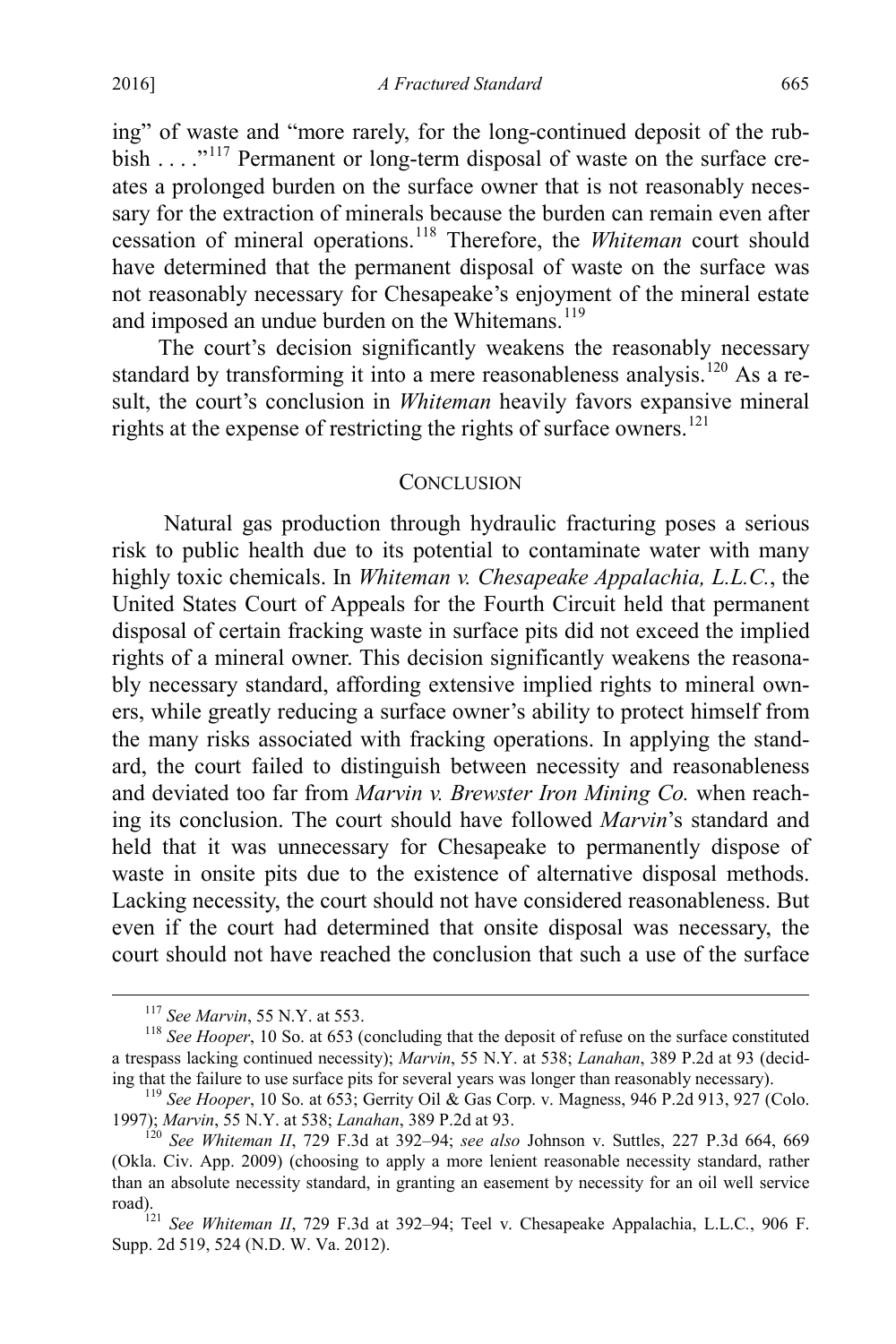ing" of waste and "more rarely, for the long-continued deposit of the rubbish . . . ."[117] Permanent or long-term disposal of waste on the surface creates a prolonged burden on the surface owner that is not reasonably necessary for the extraction of minerals because the burden can remain even after cessation of mineral operations.[118] Therefore, the *Whiteman* court should have determined that the permanent disposal of waste on the surface was not reasonably necessary for Chesapeake's enjoyment of the mineral estate and imposed an undue burden on the Whitemans.[119]

The court's decision significantly weakens the reasonably necessary standard by transforming it into a mere reasonableness analysis.[120] As a result, the court's conclusion in *Whiteman* heavily favors expansive mineral rights at the expense of restricting the rights of surface owners.[121]

## CONCLUSION

Natural gas production through hydraulic fracturing poses a serious risk to public health due to its potential to contaminate water with many highly toxic chemicals. In *Whiteman v. Chesapeake Appalachia, L.L.C.*, the United States Court of Appeals for the Fourth Circuit held that permanent disposal of certain fracking waste in surface pits did not exceed the implied rights of a mineral owner. This decision significantly weakens the reasonably necessary standard, affording extensive implied rights to mineral owners, while greatly reducing a surface owner's ability to protect himself from the many risks associated with fracking operations. In applying the standard, the court failed to distinguish between necessity and reasonableness and deviated too far from *Marvin v. Brewster Iron Mining Co.* when reaching its conclusion. The court should have followed *Marvin*'s standard and held that it was unnecessary for Chesapeake to permanently dispose of waste in onsite pits due to the existence of alternative disposal methods. Lacking necessity, the court should not have considered reasonableness. But even if the court had determined that onsite disposal was necessary, the court should not have reached the conclusion that such a use of the surface

---

[117] *See Marvin*, 55 N.Y. at 553.

[118] *See Hooper*, 10 So. at 653 (concluding that the deposit of refuse on the surface constituted a trespass lacking continued necessity); *Marvin*, 55 N.Y. at 538; *Lanahan*, 389 P.2d at 93 (deciding that the failure to use surface pits for several years was longer than reasonably necessary).

[119] *See Hooper*, 10 So. at 653; Gerrity Oil & Gas Corp. v. Magness, 946 P.2d 913, 927 (Colo. 1997); *Marvin*, 55 N.Y. at 538; *Lanahan*, 389 P.2d at 93.

[120] *See Whiteman II*, 729 F.3d at 392–94; *see also* Johnson v. Suttles, 227 P.3d 664, 669 (Okla. Civ. App. 2009) (choosing to apply a more lenient reasonable necessity standard, rather than an absolute necessity standard, in granting an easement by necessity for an oil well service road).

[121] *See Whiteman II*, 729 F.3d at 392–94; Teel v. Chesapeake Appalachia, L.L.C., 906 F. Supp. 2d 519, 524 (N.D. W. Va. 2012).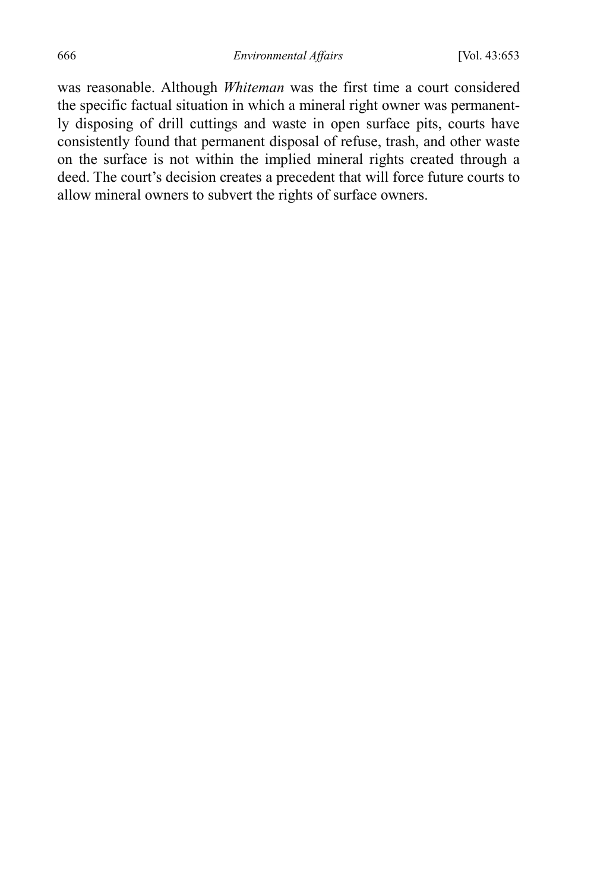was reasonable. Although *Whiteman* was the first time a court considered the specific factual situation in which a mineral right owner was permanently disposing of drill cuttings and waste in open surface pits, courts have consistently found that permanent disposal of refuse, trash, and other waste on the surface is not within the implied mineral rights created through a deed. The court's decision creates a precedent that will force future courts to allow mineral owners to subvert the rights of surface owners.